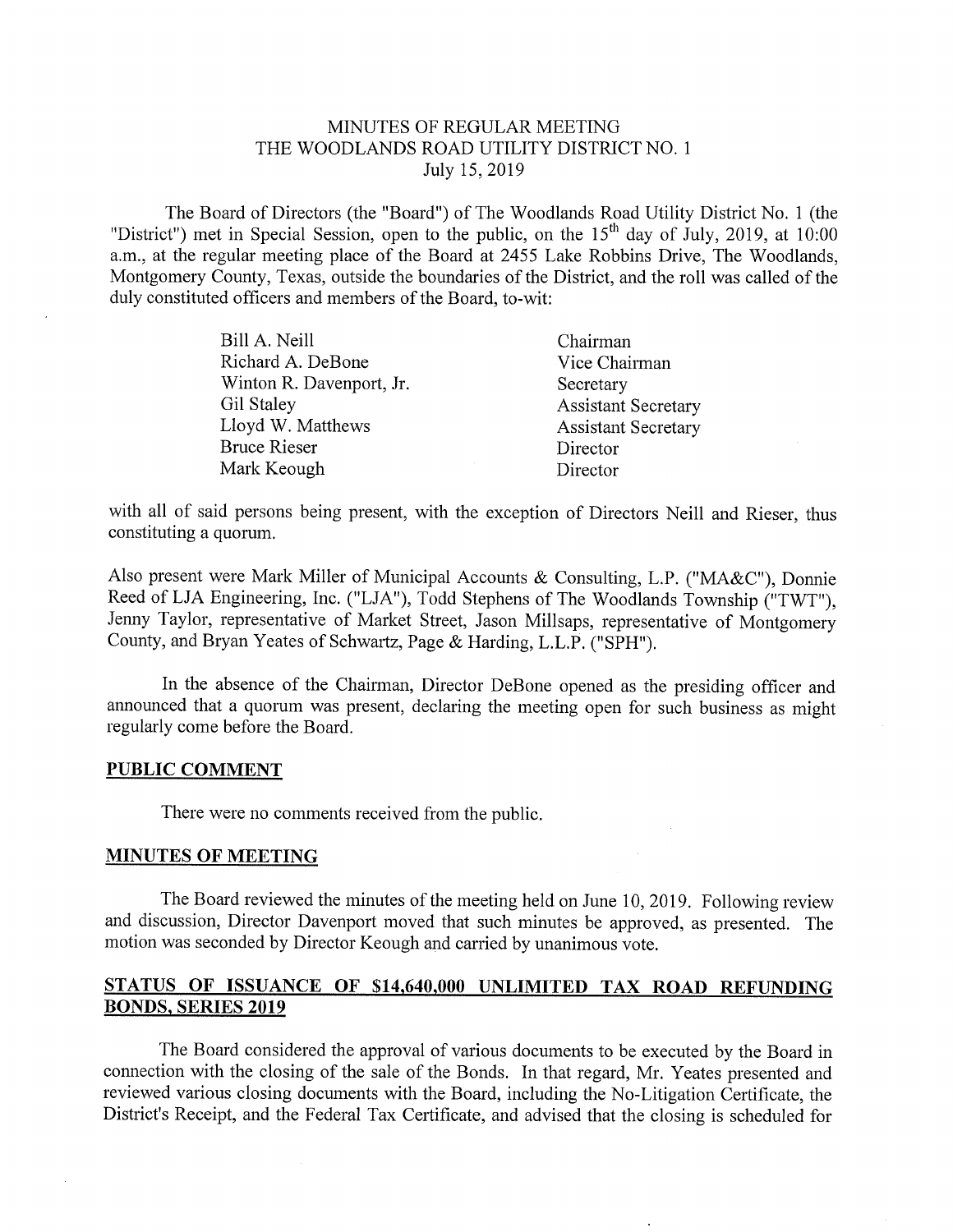# MINUTES OF REGULAR MEETING
## THE WOODLANDS ROAD UTILITY DISTRICT NO. 1
### July 15, 2019

The Board of Directors (the "Board") of The Woodlands Road Utility District No. 1 (the "District") met in Special Session, open to the public, on the 15th day of July, 2019, at 10:00 a.m., at the regular meeting place of the Board at 2455 Lake Robbins Drive, The Woodlands, Montgomery County, Texas, outside the boundaries of the District, and the roll was called of the duly constituted officers and members of the Board, to-wit:

| | |
|---|---|
| Bill A. Neill | Chairman |
| Richard A. DeBone | Vice Chairman |
| Winton R. Davenport, Jr. | Secretary |
| Gil Staley | Assistant Secretary |
| Lloyd W. Matthews | Assistant Secretary |
| Bruce Rieser | Director |
| Mark Keough | Director |

with all of said persons being present, with the exception of Directors Neill and Rieser, thus constituting a quorum.

Also present were Mark Miller of Municipal Accounts & Consulting, L.P. ("MA&C"), Donnie Reed of LJA Engineering, Inc. ("LJA"), Todd Stephens of The Woodlands Township ("TWT"), Jenny Taylor, representative of Market Street, Jason Millsaps, representative of Montgomery County, and Bryan Yeates of Schwartz, Page & Harding, L.L.P. ("SPH").

In the absence of the Chairman, Director DeBone opened as the presiding officer and announced that a quorum was present, declaring the meeting open for such business as might regularly come before the Board.

**PUBLIC COMMENT**

There were no comments received from the public.

**MINUTES OF MEETING**

The Board reviewed the minutes of the meeting held on June 10, 2019. Following review and discussion, Director Davenport moved that such minutes be approved, as presented. The motion was seconded by Director Keough and carried by unanimous vote.

**STATUS OF ISSUANCE OF $14,640,000 UNLIMITED TAX ROAD REFUNDING BONDS, SERIES 2019**

The Board considered the approval of various documents to be executed by the Board in connection with the closing of the sale of the Bonds. In that regard, Mr. Yeates presented and reviewed various closing documents with the Board, including the No-Litigation Certificate, the District's Receipt, and the Federal Tax Certificate, and advised that the closing is scheduled for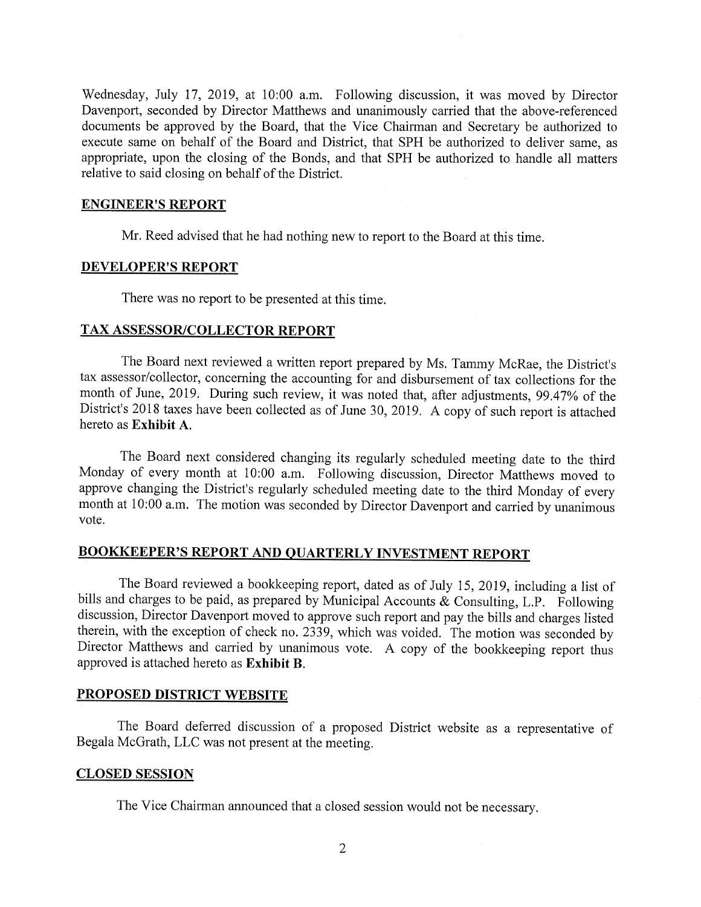Wednesday, July 17, 2019, at 10:00 a.m. Following discussion, it was moved by Director Davenport, seconded by Director Matthews and unanimously carried that the above-referenced documents be approved by the Board, that the Vice Chairman and Secretary be authorized to execute same on behalf of the Board and District, that SPH be authorized to deliver same, as appropriate, upon the closing of the Bonds, and that SPH be authorized to handle all matters relative to said closing on behalf of the District.

## ENGINEER'S REPORT

Mr. Reed advised that he had nothing new to report to the Board at this time.

## DEVELOPER'S REPORT

There was no report to be presented at this time.

## TAX ASSESSOR/COLLECTOR REPORT

The Board next reviewed a written report prepared by Ms. Tammy McRae, the District's tax assessor/collector, concerning the accounting for and disbursement of tax collections for the month of June, 2019. During such review, it was noted that, after adjustments, 99.47% of the District's 2018 taxes have been collected as of June 30, 2019. A copy of such report is attached hereto as **Exhibit A**.

The Board next considered changing its regularly scheduled meeting date to the third Monday of every month at 10:00 a.m. Following discussion, Director Matthews moved to approve changing the District's regularly scheduled meeting date to the third Monday of every month at 10:00 a.m. The motion was seconded by Director Davenport and carried by unanimous vote.

## BOOKKEEPER'S REPORT AND QUARTERLY INVESTMENT REPORT

The Board reviewed a bookkeeping report, dated as of July 15, 2019, including a list of bills and charges to be paid, as prepared by Municipal Accounts & Consulting, L.P. Following discussion, Director Davenport moved to approve such report and pay the bills and charges listed therein, with the exception of check no. 2339, which was voided. The motion was seconded by Director Matthews and carried by unanimous vote. A copy of the bookkeeping report thus approved is attached hereto as **Exhibit B**.

## PROPOSED DISTRICT WEBSITE

The Board deferred discussion of a proposed District website as a representative of Begala McGrath, LLC was not present at the meeting.

## CLOSED SESSION

The Vice Chairman announced that a closed session would not be necessary.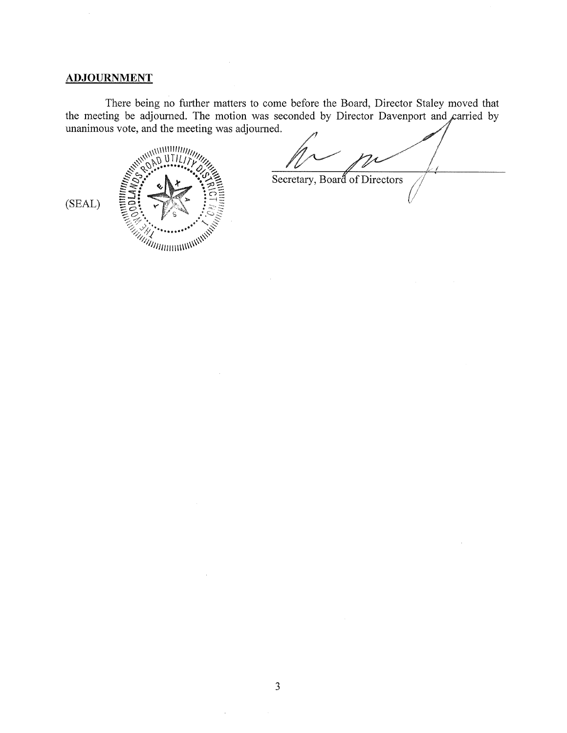**ADJOURNMENT**

There being no further matters to come before the Board, Director Staley moved that the meeting be adjourned. The motion was seconded by Director Davenport and carried by unanimous vote, and the meeting was adjourned.

(SEAL)

Secretary, Board of Directors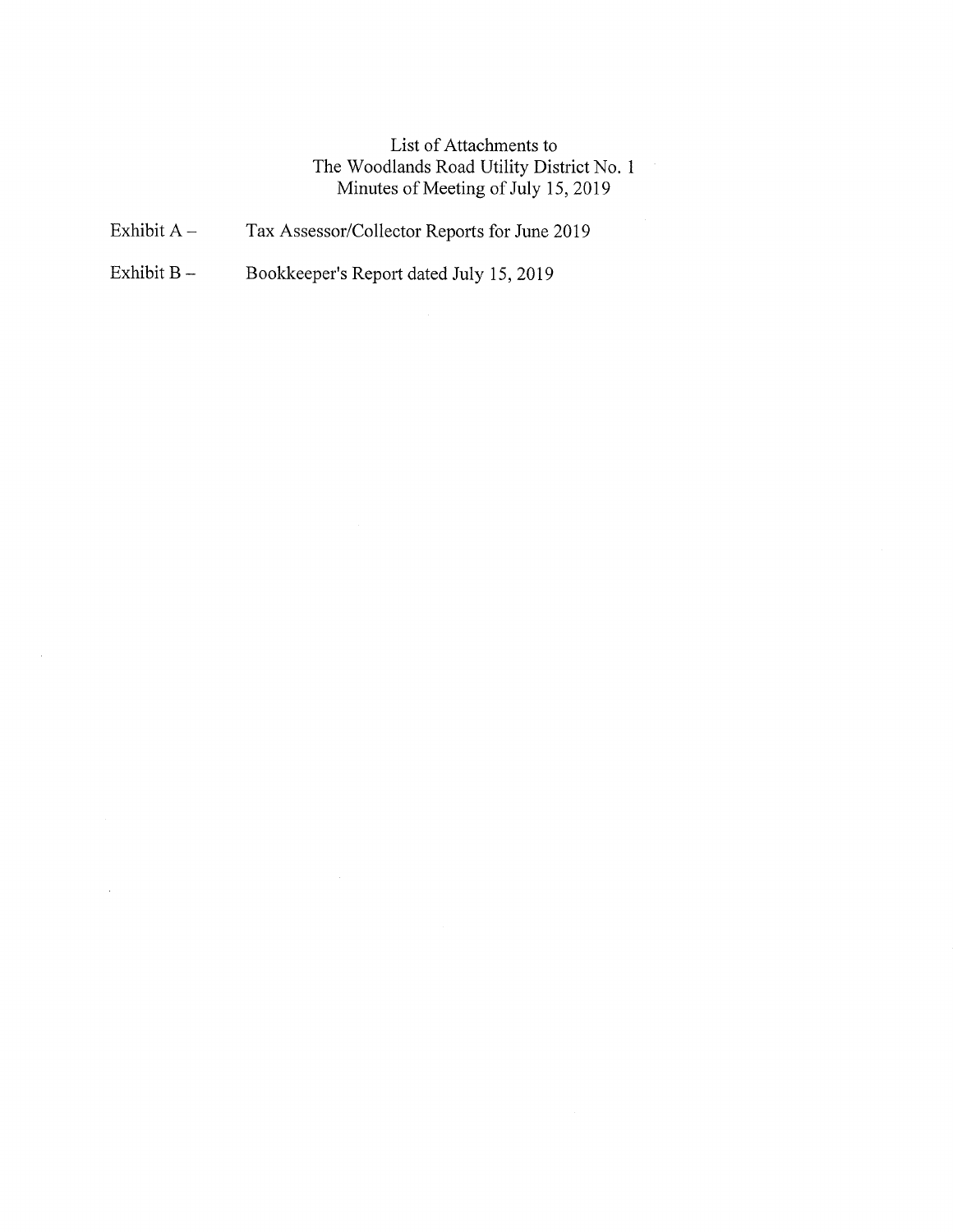List of Attachments to
The Woodlands Road Utility District No. 1
Minutes of Meeting of July 15, 2019

Exhibit A – Tax Assessor/Collector Reports for June 2019

Exhibit B – Bookkeeper's Report dated July 15, 2019